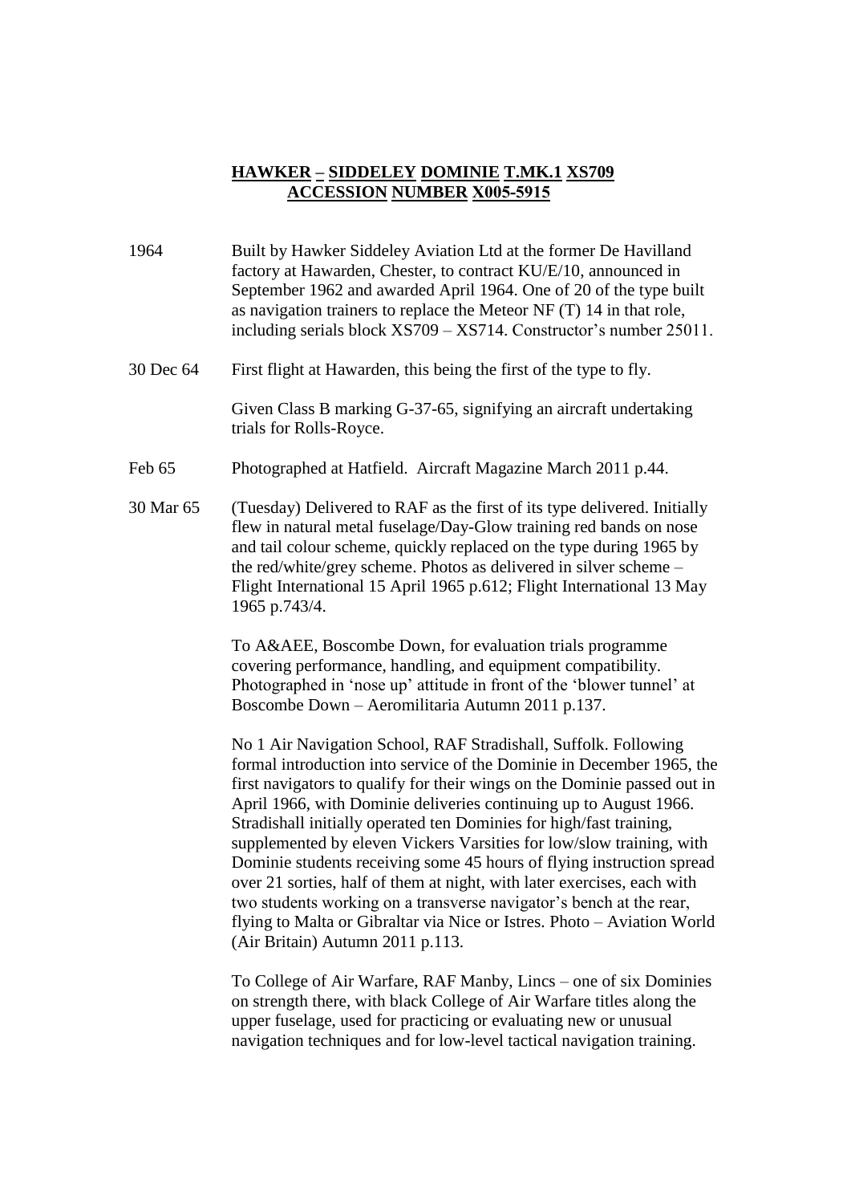# HAWKER – SIDDELEY DOMINIE T.MK.1 XS709
## ACCESSION NUMBER X005-5915

1964 Built by Hawker Siddeley Aviation Ltd at the former De Havilland factory at Hawarden, Chester, to contract KU/E/10, announced in September 1962 and awarded April 1964. One of 20 of the type built as navigation trainers to replace the Meteor NF (T) 14 in that role, including serials block XS709 – XS714. Constructor's number 25011.

30 Dec 64 First flight at Hawarden, this being the first of the type to fly.

Given Class B marking G-37-65, signifying an aircraft undertaking trials for Rolls-Royce.

Feb 65 Photographed at Hatfield. Aircraft Magazine March 2011 p.44.

30 Mar 65 (Tuesday) Delivered to RAF as the first of its type delivered. Initially flew in natural metal fuselage/Day-Glow training red bands on nose and tail colour scheme, quickly replaced on the type during 1965 by the red/white/grey scheme. Photos as delivered in silver scheme – Flight International 15 April 1965 p.612; Flight International 13 May 1965 p.743/4.

To A&AEE, Boscombe Down, for evaluation trials programme covering performance, handling, and equipment compatibility. Photographed in 'nose up' attitude in front of the 'blower tunnel' at Boscombe Down – Aeromilitaria Autumn 2011 p.137.

No 1 Air Navigation School, RAF Stradishall, Suffolk. Following formal introduction into service of the Dominie in December 1965, the first navigators to qualify for their wings on the Dominie passed out in April 1966, with Dominie deliveries continuing up to August 1966. Stradishall initially operated ten Dominies for high/fast training, supplemented by eleven Vickers Varsities for low/slow training, with Dominie students receiving some 45 hours of flying instruction spread over 21 sorties, half of them at night, with later exercises, each with two students working on a transverse navigator's bench at the rear, flying to Malta or Gibraltar via Nice or Istres. Photo – Aviation World (Air Britain) Autumn 2011 p.113.

To College of Air Warfare, RAF Manby, Lincs – one of six Dominies on strength there, with black College of Air Warfare titles along the upper fuselage, used for practicing or evaluating new or unusual navigation techniques and for low-level tactical navigation training.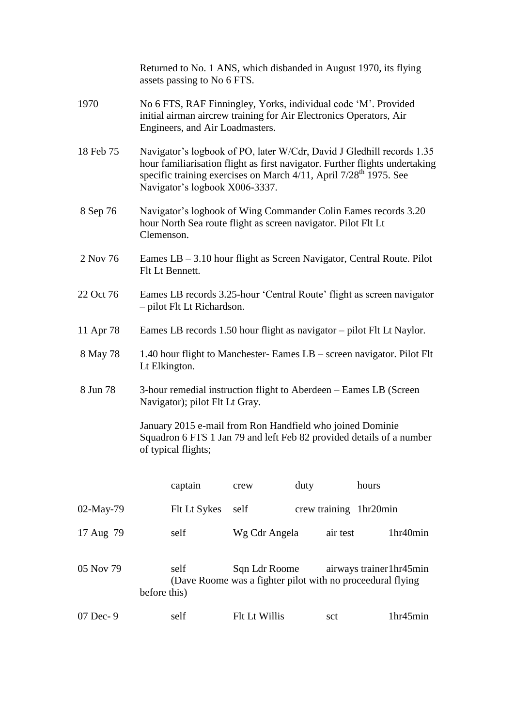| | |
|---|---|
| | Returned to No. 1 ANS, which disbanded in August 1970, its flying assets passing to No 6 FTS. |
| 1970 | No 6 FTS, RAF Finningley, Yorks, individual code 'M'. Provided initial airman aircrew training for Air Electronics Operators, Air Engineers, and Air Loadmasters. |
| 18 Feb 75 | Navigator's logbook of PO, later W/Cdr, David J Gledhill records 1.35 hour familiarisation flight as first navigator. Further flights undertaking specific training exercises on March 4/11, April 7/28th 1975. See Navigator's logbook X006-3337. |
| 8 Sep 76 | Navigator's logbook of Wing Commander Colin Eames records 3.20 hour North Sea route flight as screen navigator. Pilot Flt Lt Clemenson. |
| 2 Nov 76 | Eames LB – 3.10 hour flight as Screen Navigator, Central Route. Pilot Flt Lt Bennett. |
| 22 Oct 76 | Eames LB records 3.25-hour 'Central Route' flight as screen navigator – pilot Flt Lt Richardson. |
| 11 Apr 78 | Eames LB records 1.50 hour flight as navigator – pilot Flt Lt Naylor. |
| 8 May 78 | 1.40 hour flight to Manchester- Eames LB – screen navigator. Pilot Flt Lt Elkington. |
| 8 Jun 78 | 3-hour remedial instruction flight to Aberdeen – Eames LB (Screen Navigator); pilot Flt Lt Gray. |

January 2015 e-mail from Ron Handfield who joined Dominie Squadron 6 FTS 1 Jan 79 and left Feb 82 provided details of a number of typical flights;

| | captain | crew | duty | hours |
|---|---|---|---|---|
| 02-May-79 | Flt Lt Sykes | self | crew training | 1hr20min |
| 17 Aug 79 | self | Wg Cdr Angela | air test | 1hr40min |
| 05 Nov 79 | self | Sqn Ldr Roome | airways trainer | 1hr45min |

(Dave Roome was a fighter pilot with no proceedural flying before this)

| | captain | crew | duty | hours |
|---|---|---|---|---|
| 07 Dec- 9 | self | Flt Lt Willis | sct | 1hr45min |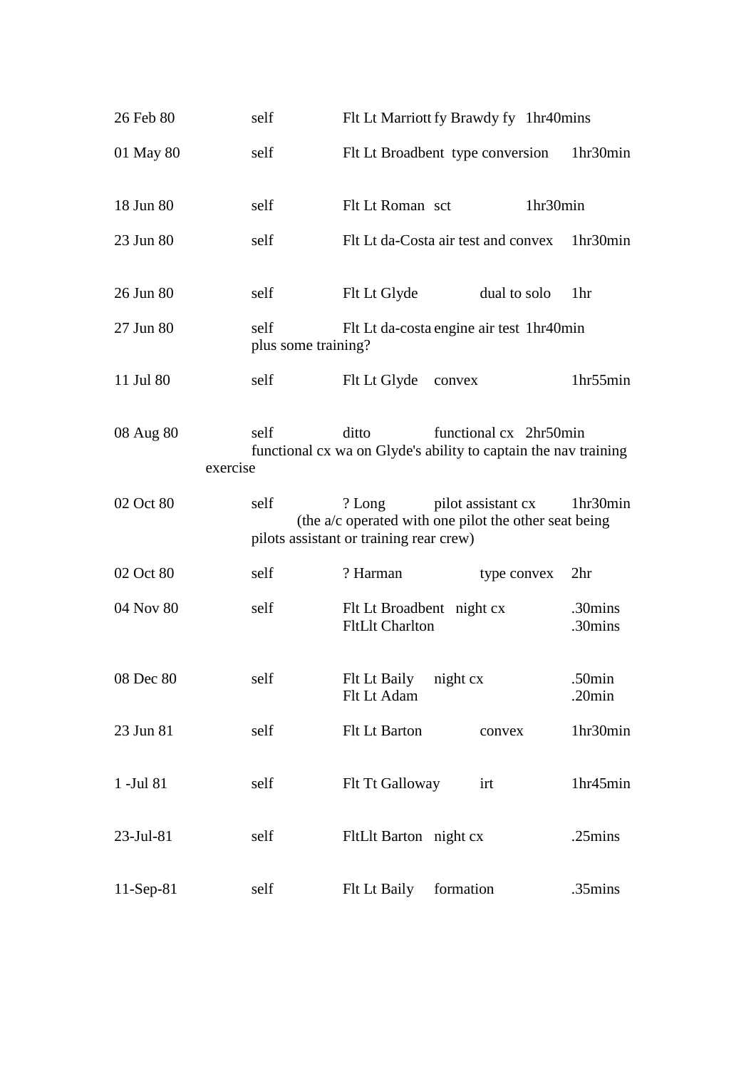| | | | | |
|---|---|---|---|---|
| 26 Feb 80 | self | Flt Lt Marriott | fy Brawdy fy | 1hr40mins |
| 01 May 80 | self | Flt Lt Broadbent | type conversion | 1hr30min |
| 18 Jun 80 | self | Flt Lt Roman | sct | 1hr30min |
| 23 Jun 80 | self | Flt Lt da-Costa | air test and convex | 1hr30min |
| 26 Jun 80 | self | Flt Lt Glyde | dual to solo | 1hr |
| 27 Jun 80 | self plus some training? | Flt Lt da-costa | engine air test | 1hr40min |
| 11 Jul 80 | self | Flt Lt Glyde | convex | 1hr55min |
| 08 Aug 80 | self | ditto | functional cx | 2hr50min |

functional cx wa on Glyde's ability to captain the nav training exercise

| | | | | |
|---|---|---|---|---|
| 02 Oct 80 | self | ? Long | pilot assistant cx | 1hr30min |

(the a/c operated with one pilot the other seat being pilots assistant or training rear crew)

| | | | | |
|---|---|---|---|---|
| 02 Oct 80 | self | ? Harman | type convex | 2hr |
| 04 Nov 80 | self | Flt Lt Broadbent | night cx | .30mins |
| | | FltLlt Charlton | | .30mins |
| 08 Dec 80 | self | Flt Lt Baily | night cx | .50min |
| | | Flt Lt Adam | | .20min |
| 23 Jun 81 | self | Flt Lt Barton | convex | 1hr30min |
| 1 -Jul 81 | self | Flt Tt Galloway | irt | 1hr45min |
| 23-Jul-81 | self | FltLlt Barton | night cx | .25mins |
| 11-Sep-81 | self | Flt Lt Baily | formation | .35mins |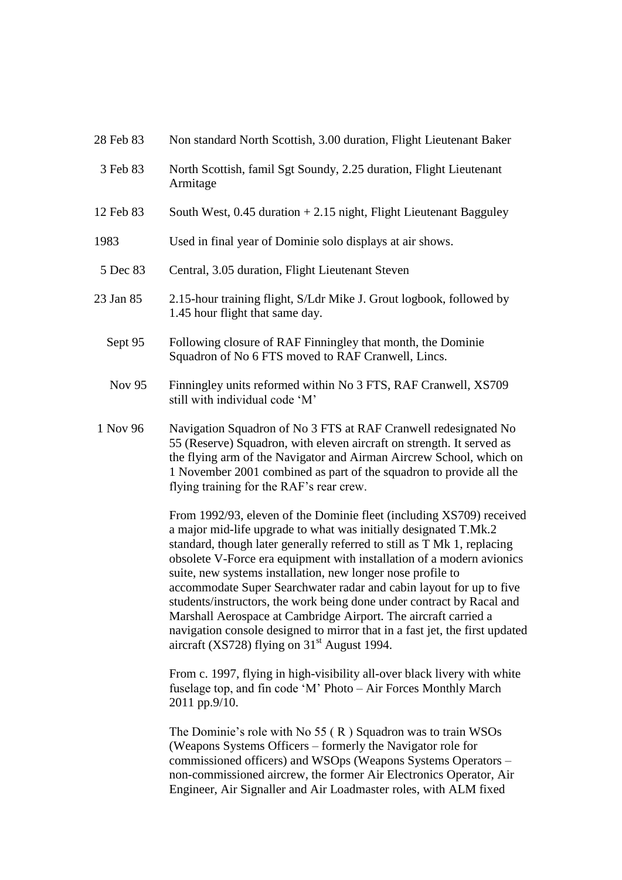| | |
|---|---|
| 28 Feb 83 | Non standard North Scottish, 3.00 duration, Flight Lieutenant Baker |
| 3 Feb 83 | North Scottish, famil Sgt Soundy, 2.25 duration, Flight Lieutenant Armitage |
| 12 Feb 83 | South West, 0.45 duration + 2.15 night, Flight Lieutenant Bagguley |
| 1983 | Used in final year of Dominie solo displays at air shows. |
| 5 Dec 83 | Central, 3.05 duration, Flight Lieutenant Steven |
| 23 Jan 85 | 2.15-hour training flight, S/Ldr Mike J. Grout logbook, followed by 1.45 hour flight that same day. |
| Sept 95 | Following closure of RAF Finningley that month, the Dominie Squadron of No 6 FTS moved to RAF Cranwell, Lincs. |
| Nov 95 | Finningley units reformed within No 3 FTS, RAF Cranwell, XS709 still with individual code 'M' |
| 1 Nov 96 | Navigation Squadron of No 3 FTS at RAF Cranwell redesignated No 55 (Reserve) Squadron, with eleven aircraft on strength. It served as the flying arm of the Navigator and Airman Aircrew School, which on 1 November 2001 combined as part of the squadron to provide all the flying training for the RAF's rear crew. |

From 1992/93, eleven of the Dominie fleet (including XS709) received a major mid-life upgrade to what was initially designated T.Mk.2 standard, though later generally referred to still as T Mk 1, replacing obsolete V-Force era equipment with installation of a modern avionics suite, new systems installation, new longer nose profile to accommodate Super Searchwater radar and cabin layout for up to five students/instructors, the work being done under contract by Racal and Marshall Aerospace at Cambridge Airport. The aircraft carried a navigation console designed to mirror that in a fast jet, the first updated aircraft (XS728) flying on 31st August 1994.

From c. 1997, flying in high-visibility all-over black livery with white fuselage top, and fin code 'M' Photo – Air Forces Monthly March 2011 pp.9/10.

The Dominie's role with No 55 ( R ) Squadron was to train WSOs (Weapons Systems Officers – formerly the Navigator role for commissioned officers) and WSOps (Weapons Systems Operators – non-commissioned aircrew, the former Air Electronics Operator, Air Engineer, Air Signaller and Air Loadmaster roles, with ALM fixed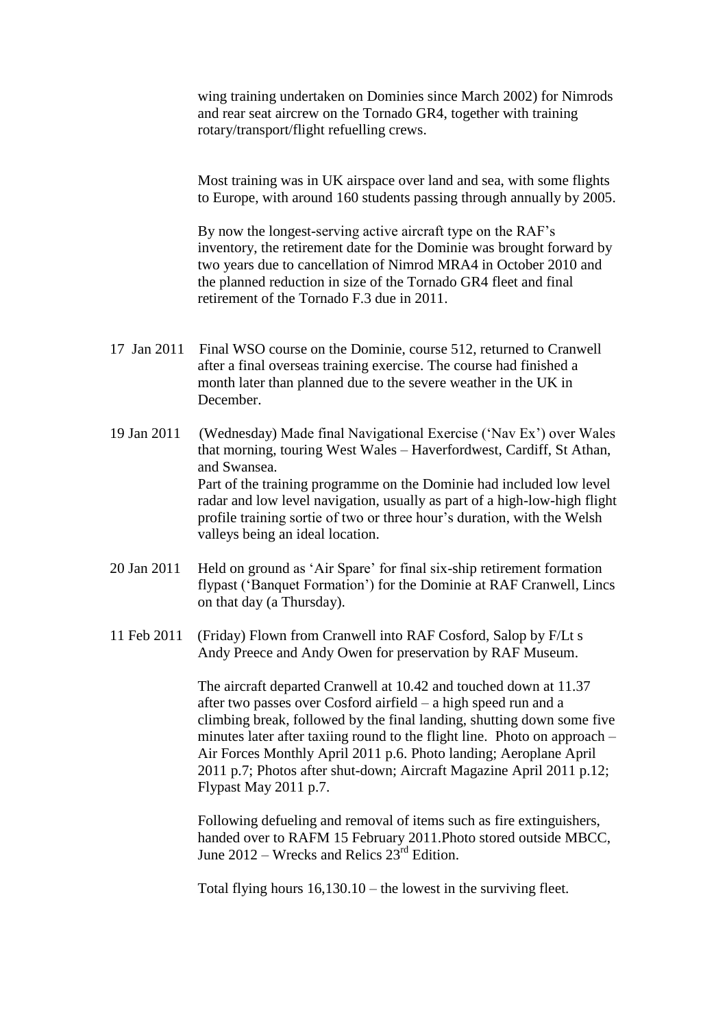wing training undertaken on Dominies since March 2002) for Nimrods and rear seat aircrew on the Tornado GR4, together with training rotary/transport/flight refuelling crews.

Most training was in UK airspace over land and sea, with some flights to Europe, with around 160 students passing through annually by 2005.

By now the longest-serving active aircraft type on the RAF's inventory, the retirement date for the Dominie was brought forward by two years due to cancellation of Nimrod MRA4 in October 2010 and the planned reduction in size of the Tornado GR4 fleet and final retirement of the Tornado F.3 due in 2011.

17 Jan 2011 Final WSO course on the Dominie, course 512, returned to Cranwell after a final overseas training exercise. The course had finished a month later than planned due to the severe weather in the UK in December.

19 Jan 2011 (Wednesday) Made final Navigational Exercise ('Nav Ex') over Wales that morning, touring West Wales – Haverfordwest, Cardiff, St Athan, and Swansea.
Part of the training programme on the Dominie had included low level radar and low level navigation, usually as part of a high-low-high flight profile training sortie of two or three hour's duration, with the Welsh valleys being an ideal location.

20 Jan 2011 Held on ground as 'Air Spare' for final six-ship retirement formation flypast ('Banquet Formation') for the Dominie at RAF Cranwell, Lincs on that day (a Thursday).

11 Feb 2011 (Friday) Flown from Cranwell into RAF Cosford, Salop by F/Lt s Andy Preece and Andy Owen for preservation by RAF Museum.

The aircraft departed Cranwell at 10.42 and touched down at 11.37 after two passes over Cosford airfield – a high speed run and a climbing break, followed by the final landing, shutting down some five minutes later after taxiing round to the flight line. Photo on approach – Air Forces Monthly April 2011 p.6. Photo landing; Aeroplane April 2011 p.7; Photos after shut-down; Aircraft Magazine April 2011 p.12; Flypast May 2011 p.7.

Following defueling and removal of items such as fire extinguishers, handed over to RAFM 15 February 2011.Photo stored outside MBCC, June 2012 – Wrecks and Relics 23rd Edition.

Total flying hours 16,130.10 – the lowest in the surviving fleet.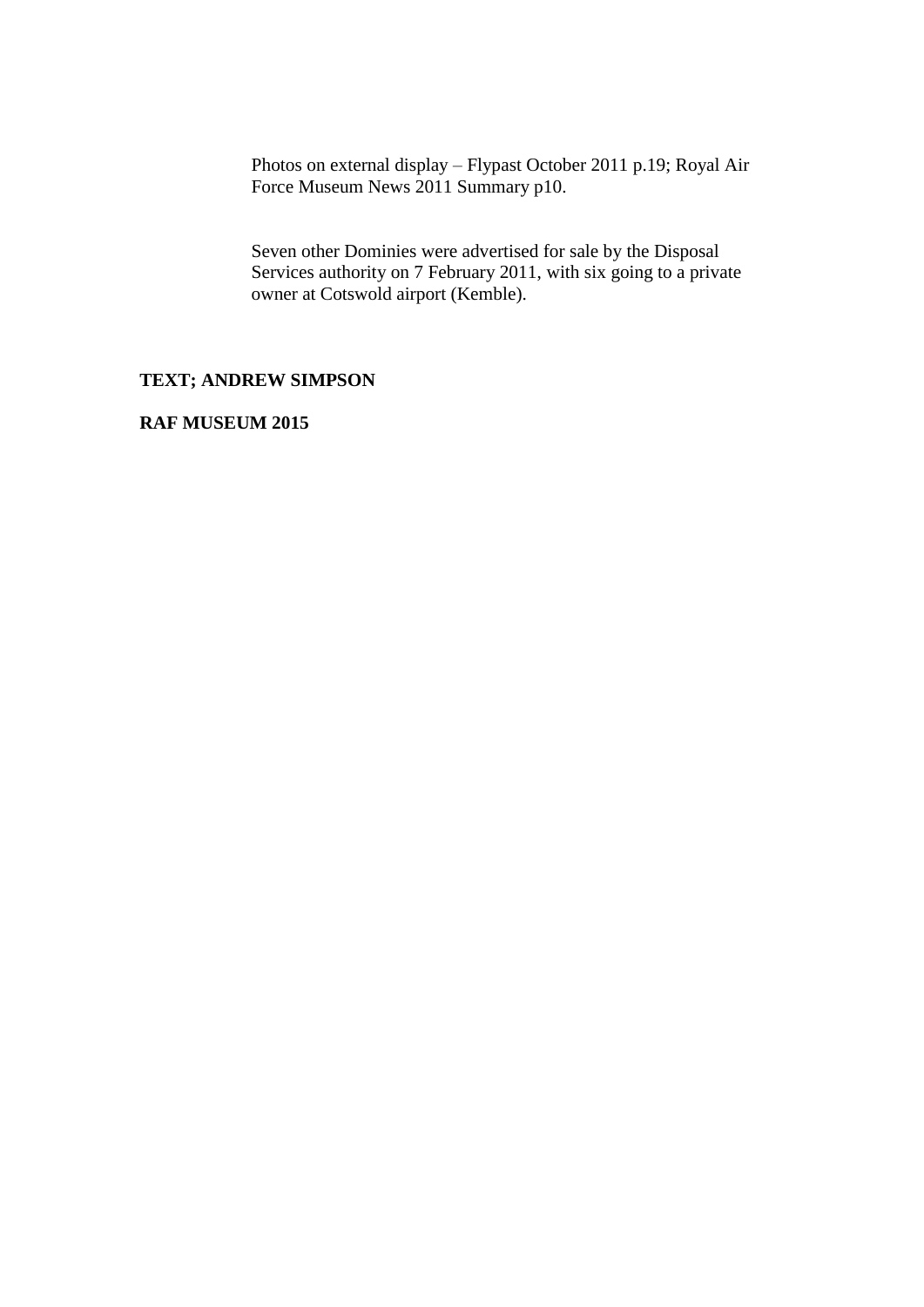Photos on external display – Flypast October 2011 p.19; Royal Air Force Museum News 2011 Summary p10.

Seven other Dominies were advertised for sale by the Disposal Services authority on 7 February 2011, with six going to a private owner at Cotswold airport (Kemble).

**TEXT; ANDREW SIMPSON**

**RAF MUSEUM 2015**